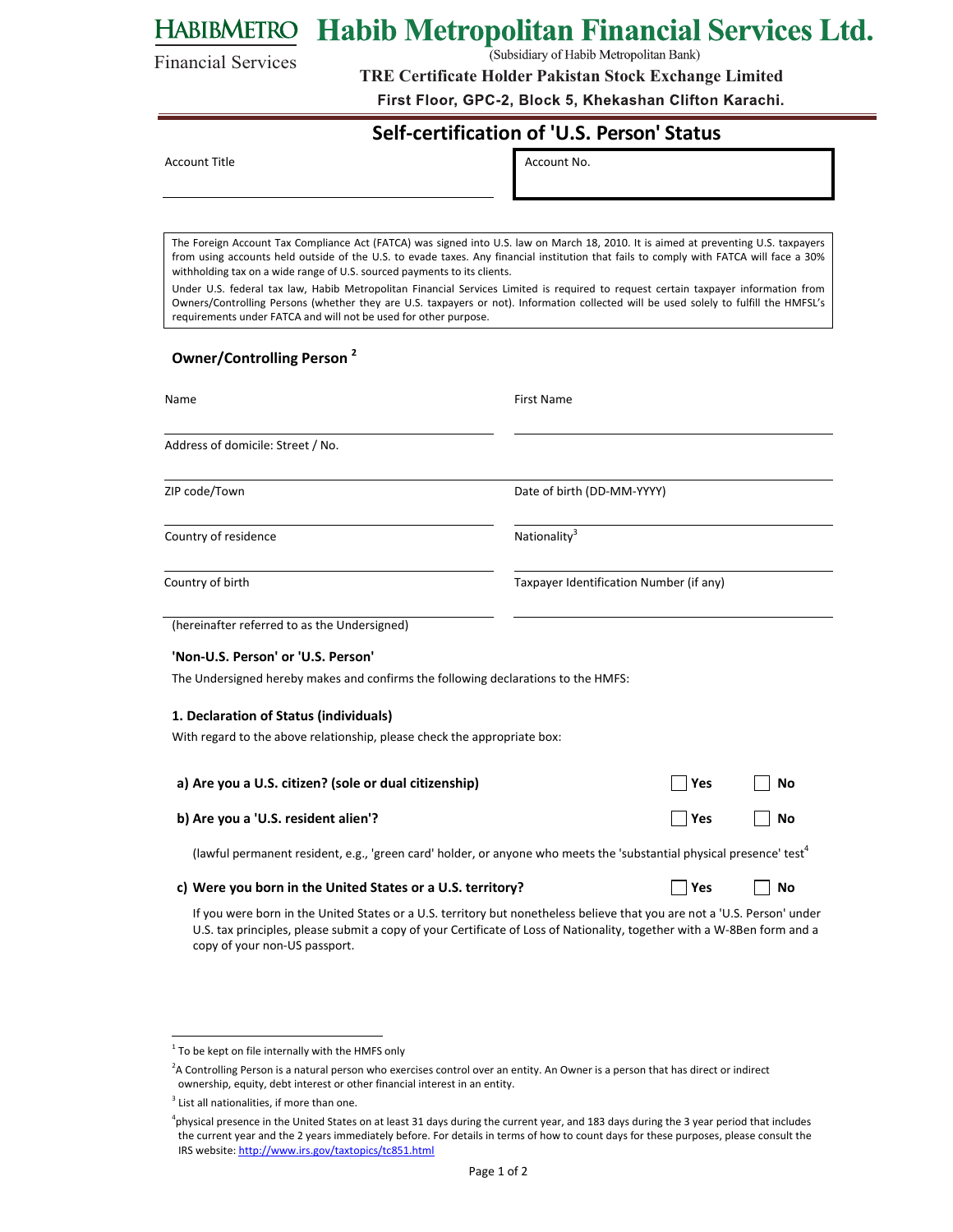HABIBMETRO Financial Services

# Habib Metropolitan Financial Services Ltd.

(Subsidiary of Habib Metropolitan Bank)

**TRE Certificate Holder Pakistan Stock Exchange Limited**

**First Floor, GPC-2, Block 5, Khekashan Clifton Karachi.**

## Self-certification of 'U.S. Person' Status

| Account Title | Account No. |
|---|---|
| | |

The Foreign Account Tax Compliance Act (FATCA) was signed into U.S. law on March 18, 2010. It is aimed at preventing U.S. taxpayers from using accounts held outside of the U.S. to evade taxes. Any financial institution that fails to comply with FATCA will face a 30% withholding tax on a wide range of U.S. sourced payments to its clients.

Under U.S. federal tax law, Habib Metropolitan Financial Services Limited is required to request certain taxpayer information from Owners/Controlling Persons (whether they are U.S. taxpayers or not). Information collected will be used solely to fulfill the HMFSL's requirements under FATCA and will not be used for other purpose.

### Owner/Controlling Person [2]

| | |
|---|---|
| Name | First Name |
| Address of domicile: Street / No. | |
| ZIP code/Town | Date of birth (DD-MM-YYYY) |
| Country of residence | Nationality[3] |
| Country of birth | Taxpayer Identification Number (if any) |

(hereinafter referred to as the Undersigned)

**'Non-U.S. Person' or 'U.S. Person'**

The Undersigned hereby makes and confirms the following declarations to the HMFS:

**1. Declaration of Status (individuals)**

With regard to the above relationship, please check the appropriate box:

**a) Are you a U.S. citizen? (sole or dual citizenship)** ☐ Yes ☐ No

**b) Are you a 'U.S. resident alien'?** ☐ Yes ☐ No

(lawful permanent resident, e.g., 'green card' holder, or anyone who meets the 'substantial physical presence' test[4]

**c) Were you born in the United States or a U.S. territory?** ☐ Yes ☐ No

If you were born in the United States or a U.S. territory but nonetheless believe that you are not a 'U.S. Person' under U.S. tax principles, please submit a copy of your Certificate of Loss of Nationality, together with a W-8Ben form and a copy of your non-US passport.

---

[1] To be kept on file internally with the HMFS only

[2] A Controlling Person is a natural person who exercises control over an entity. An Owner is a person that has direct or indirect ownership, equity, debt interest or other financial interest in an entity.

[3] List all nationalities, if more than one.

[4] physical presence in the United States on at least 31 days during the current year, and 183 days during the 3 year period that includes the current year and the 2 years immediately before. For details in terms of how to count days for these purposes, please consult the IRS website: http://www.irs.gov/taxtopics/tc851.html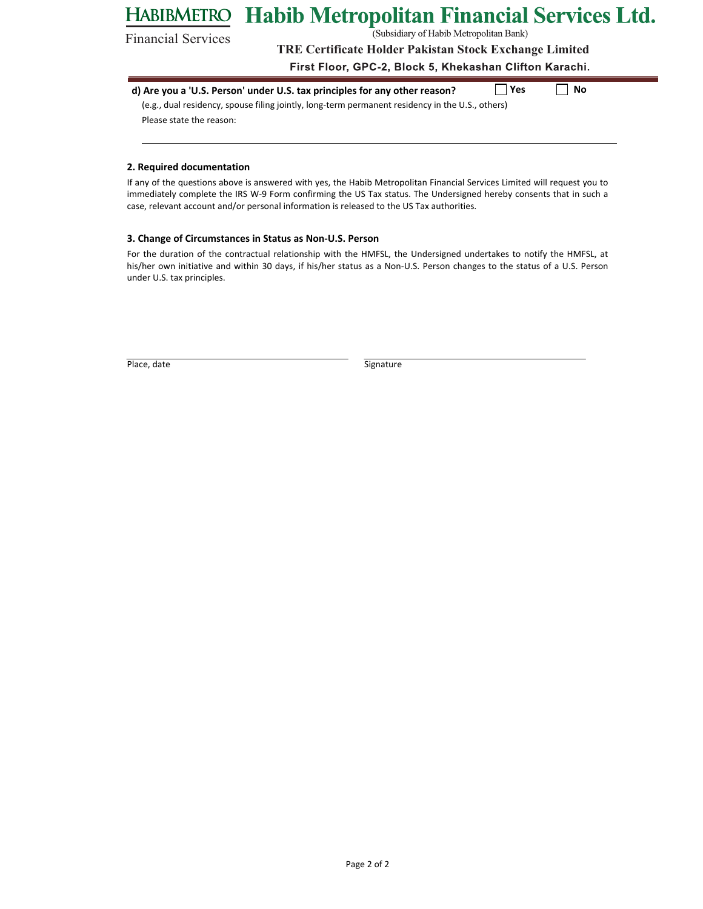# Habib Metropolitan Financial Services Ltd.

HABIBMETRO Financial Services

(Subsidiary of Habib Metropolitan Bank)

**TRE Certificate Holder Pakistan Stock Exchange Limited**

**First Floor, GPC-2, Block 5, Khekashan Clifton Karachi.**

**d) Are you a 'U.S. Person' under U.S. tax principles for any other reason?** ☐ **Yes** ☐ **No**

(e.g., dual residency, spouse filing jointly, long-term permanent residency in the U.S., others)

Please state the reason:

_______________________________________________

### 2. Required documentation

If any of the questions above is answered with yes, the Habib Metropolitan Financial Services Limited will request you to immediately complete the IRS W-9 Form confirming the US Tax status. The Undersigned hereby consents that in such a case, relevant account and/or personal information is released to the US Tax authorities.

### 3. Change of Circumstances in Status as Non-U.S. Person

For the duration of the contractual relationship with the HMFSL, the Undersigned undertakes to notify the HMFSL, at his/her own initiative and within 30 days, if his/her status as a Non-U.S. Person changes to the status of a U.S. Person under U.S. tax principles.

_______________________ _______________________

Place, date Signature